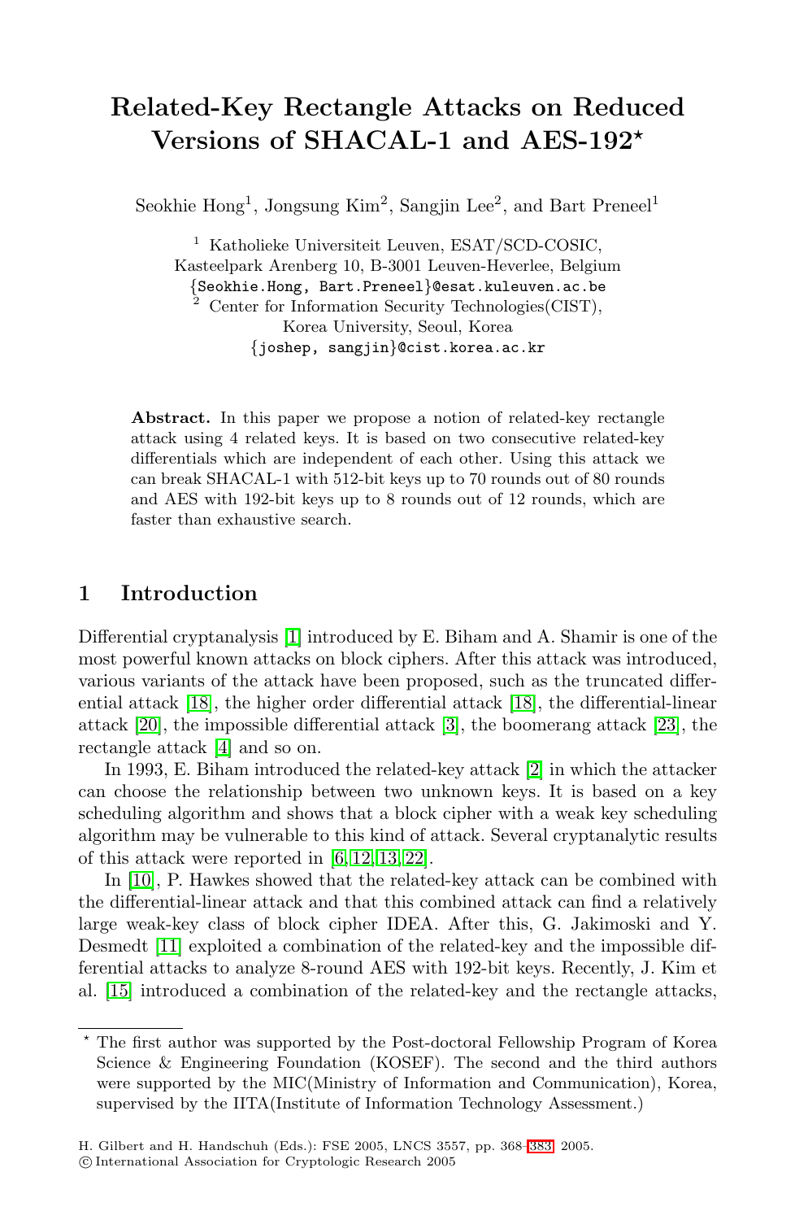# Related-Key Rectangle Attacks on Reduced Versions of SHACAL-1 and AES-192*

Seokhie Hong[1], Jongsung Kim[2], Sangjin Lee[2], and Bart Preneel[1]

[1] Katholieke Universiteit Leuven, ESAT/SCD-COSIC, Kasteelpark Arenberg 10, B-3001 Leuven-Heverlee, Belgium
{Seokhie.Hong, Bart.Preneel}@esat.kuleuven.ac.be

[2] Center for Information Security Technologies(CIST), Korea University, Seoul, Korea
{joshep, sangjin}@cist.korea.ac.kr

**Abstract.** In this paper we propose a notion of related-key rectangle attack using 4 related keys. It is based on two consecutive related-key differentials which are independent of each other. Using this attack we can break SHACAL-1 with 512-bit keys up to 70 rounds out of 80 rounds and AES with 192-bit keys up to 8 rounds out of 12 rounds, which are faster than exhaustive search.

## 1 Introduction

Differential cryptanalysis [1] introduced by E. Biham and A. Shamir is one of the most powerful known attacks on block ciphers. After this attack was introduced, various variants of the attack have been proposed, such as the truncated differential attack [18], the higher order differential attack [18], the differential-linear attack [20], the impossible differential attack [3], the boomerang attack [23], the rectangle attack [4] and so on.

In 1993, E. Biham introduced the related-key attack [2] in which the attacker can choose the relationship between two unknown keys. It is based on a key scheduling algorithm and shows that a block cipher with a weak key scheduling algorithm may be vulnerable to this kind of attack. Several cryptanalytic results of this attack were reported in [6, 12, 13, 22].

In [10], P. Hawkes showed that the related-key attack can be combined with the differential-linear attack and that this combined attack can find a relatively large weak-key class of block cipher IDEA. After this, G. Jakimoski and Y. Desmedt [11] exploited a combination of the related-key and the impossible differential attacks to analyze 8-round AES with 192-bit keys. Recently, J. Kim et al. [15] introduced a combination of the related-key and the rectangle attacks,

* The first author was supported by the Post-doctoral Fellowship Program of Korea Science & Engineering Foundation (KOSEF). The second and the third authors were supported by the MIC(Ministry of Information and Communication), Korea, supervised by the IITA(Institute of Information Technology Assessment.)

H. Gilbert and H. Handschuh (Eds.): FSE 2005, LNCS 3557, pp. 368–383, 2005.
© International Association for Cryptologic Research 2005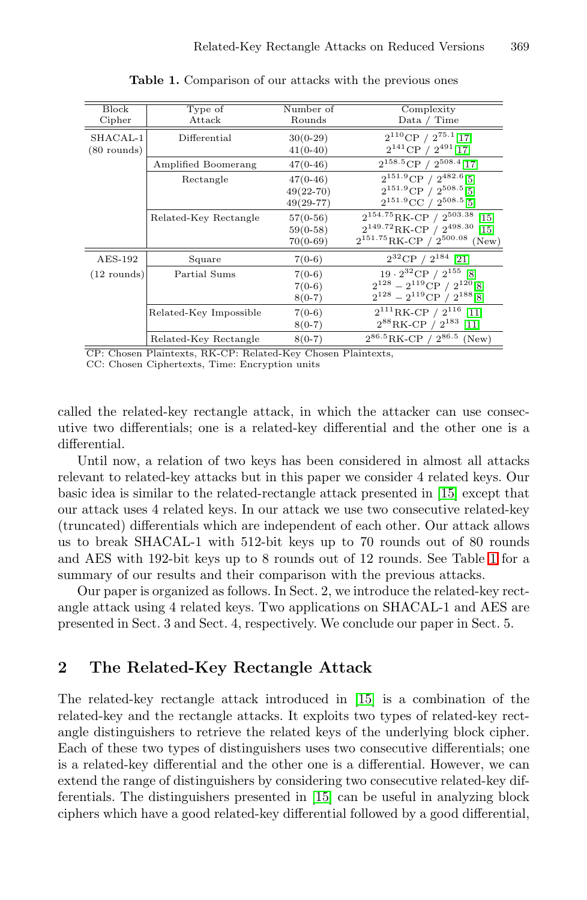**Table 1.** Comparison of our attacks with the previous ones

| Block Cipher | Type of Attack | Number of Rounds | Complexity Data / Time |
|---|---|---|---|
| SHACAL-1 (80 rounds) | Differential | 30(0-29) | $2^{110}$CP / $2^{75.1}$ [17] |
| | | 41(0-40) | $2^{141}$CP / $2^{491}$ [17] |
| | Amplified Boomerang | 47(0-46) | $2^{158.5}$CP / $2^{508.4}$ [17] |
| | Rectangle | 47(0-46) | $2^{151.9}$CP / $2^{482.6}$ [5] |
| | | 49(22-70) | $2^{151.9}$CP / $2^{508.5}$ [5] |
| | | 49(29-77) | $2^{151.9}$CC / $2^{508.5}$ [5] |
| | Related-Key Rectangle | 57(0-56) | $2^{154.75}$RK-CP / $2^{503.38}$ [15] |
| | | 59(0-58) | $2^{149.72}$RK-CP / $2^{498.30}$ [15] |
| | | 70(0-69) | $2^{151.75}$RK-CP / $2^{500.08}$ (New) |
| AES-192 (12 rounds) | Square | 7(0-6) | $2^{32}$CP / $2^{184}$ [21] |
| | Partial Sums | 7(0-6) | $19 \cdot 2^{32}$CP / $2^{155}$ [8] |
| | | 7(0-6) | $2^{128} - 2^{119}$CP / $2^{120}$ [8] |
| | | 8(0-7) | $2^{128} - 2^{119}$CP / $2^{188}$ [8] |
| | Related-Key Impossible | 7(0-6) | $2^{111}$RK-CP / $2^{116}$ [11] |
| | | 8(0-7) | $2^{88}$RK-CP / $2^{183}$ [11] |
| | Related-Key Rectangle | 8(0-7) | $2^{86.5}$RK-CP / $2^{86.5}$ (New) |

CP: Chosen Plaintexts, RK-CP: Related-Key Chosen Plaintexts,
CC: Chosen Ciphertexts, Time: Encryption units

called the related-key rectangle attack, in which the attacker can use consecutive two differentials; one is a related-key differential and the other one is a differential.

Until now, a relation of two keys has been considered in almost all attacks relevant to related-key attacks but in this paper we consider 4 related keys. Our basic idea is similar to the related-rectangle attack presented in [15] except that our attack uses 4 related keys. In our attack we use two consecutive related-key (truncated) differentials which are independent of each other. Our attack allows us to break SHACAL-1 with 512-bit keys up to 70 rounds out of 80 rounds and AES with 192-bit keys up to 8 rounds out of 12 rounds. See Table 1 for a summary of our results and their comparison with the previous attacks.

Our paper is organized as follows. In Sect. 2, we introduce the related-key rectangle attack using 4 related keys. Two applications on SHACAL-1 and AES are presented in Sect. 3 and Sect. 4, respectively. We conclude our paper in Sect. 5.

## 2 The Related-Key Rectangle Attack

The related-key rectangle attack introduced in [15] is a combination of the related-key and the rectangle attacks. It exploits two types of related-key rectangle distinguishers to retrieve the related keys of the underlying block cipher. Each of these two types of distinguishers uses two consecutive differentials; one is a related-key differential and the other one is a differential. However, we can extend the range of distinguishers by considering two consecutive related-key differentials. The distinguishers presented in [15] can be useful in analyzing block ciphers which have a good related-key differential followed by a good differential,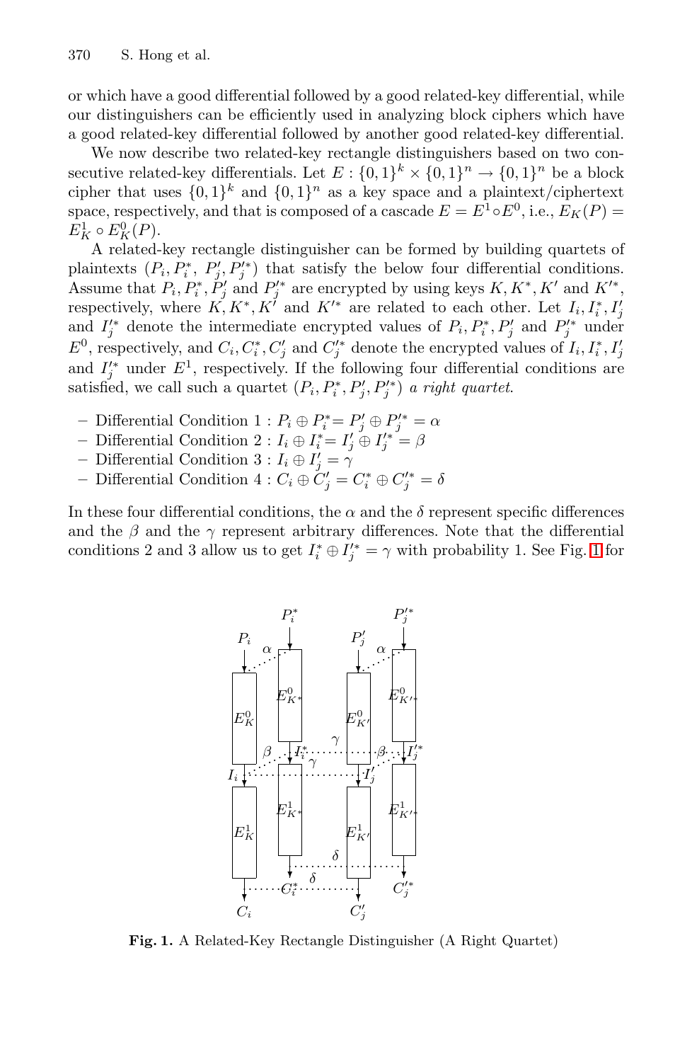or which have a good differential followed by a good related-key differential, while our distinguishers can be efficiently used in analyzing block ciphers which have a good related-key differential followed by another good related-key differential.

We now describe two related-key rectangle distinguishers based on two consecutive related-key differentials. Let $E : \{0,1\}^k \times \{0,1\}^n \rightarrow \{0,1\}^n$ be a block cipher that uses $\{0,1\}^k$ and $\{0,1\}^n$ as a key space and a plaintext/ciphertext space, respectively, and that is composed of a cascade $E = E^1 \circ E^0$, i.e., $E_K(P) = E^1_K \circ E^0_K(P)$.

A related-key rectangle distinguisher can be formed by building quartets of plaintexts $(P_i, P^*_i, P'_j, P'^*_j)$ that satisfy the below four differential conditions. Assume that $P_i, P^*_i, P'_j$ and $P'^*_j$ are encrypted by using keys $K, K^*, K'$ and $K'^*$, respectively, where $K, K^*, K'$ and $K'^*$ are related to each other. Let $I_i, I^*_i, I'_j$ and $I'^*_j$ denote the intermediate encrypted values of $P_i, P^*_i, P'_j$ and $P'^*_j$ under $E^0$, respectively, and $C_i, C^*_i, C'_j$ and $C'^*_j$ denote the encrypted values of $I_i, I^*_i, I'_j$ and $I'^*_j$ under $E^1$, respectively. If the following four differential conditions are satisfied, we call such a quartet $(P_i, P^*_i, P'_j, P'^*_j)$ *a right quartet*.

- Differential Condition 1 : $P_i \oplus P^*_i = P'_j \oplus P'^*_j = \alpha$
- Differential Condition 2 : $I_i \oplus I^*_i = I'_j \oplus I'^*_j = \beta$
- Differential Condition 3 : $I_i \oplus I'_j = \gamma$
- Differential Condition 4 : $C_i \oplus C'_j = C^*_i \oplus C'^*_j = \delta$

In these four differential conditions, the $\alpha$ and the $\delta$ represent specific differences and the $\beta$ and the $\gamma$ represent arbitrary differences. Note that the differential conditions 2 and 3 allow us to get $I^*_i \oplus I'^*_j = \gamma$ with probability 1. See Fig. 1 for

**Fig. 1.** A Related-Key Rectangle Distinguisher (A Right Quartet)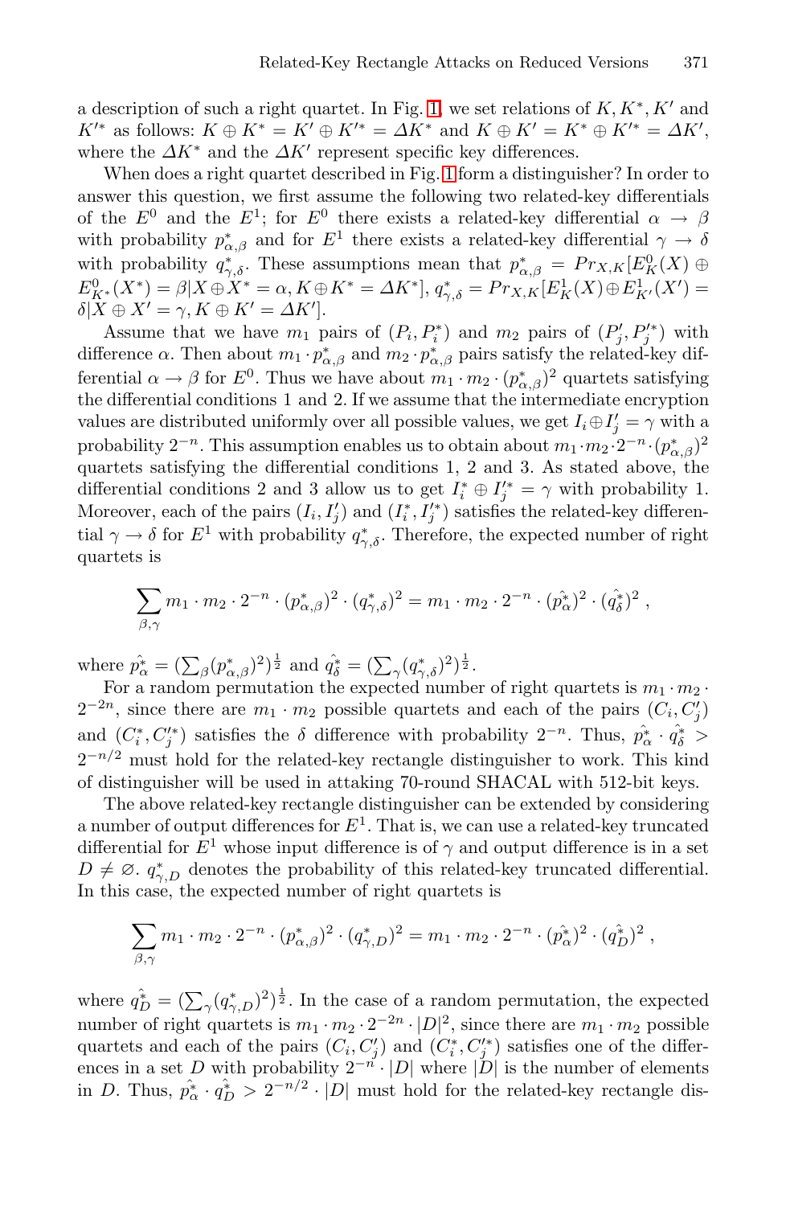a description of such a right quartet. In Fig. 1, we set relations of $K, K^*, K'$ and $K'^*$ as follows: $K \oplus K^* = K' \oplus K'^* = \Delta K^*$ and $K \oplus K' = K^* \oplus K'^* = \Delta K'$, where the $\Delta K^*$ and the $\Delta K'$ represent specific key differences.

When does a right quartet described in Fig. 1 form a distinguisher? In order to answer this question, we first assume the following two related-key differentials of the $E^0$ and the $E^1$; for $E^0$ there exists a related-key differential $\alpha \rightarrow \beta$ with probability $p^*_{\alpha,\beta}$ and for $E^1$ there exists a related-key differential $\gamma \rightarrow \delta$ with probability $q^*_{\gamma,\delta}$. These assumptions mean that $p^*_{\alpha,\beta} = Pr_{X,K}[E^0_K(X) \oplus E^0_{K^*}(X^*) = \beta | X \oplus X^* = \alpha, K \oplus K^* = \Delta K^*]$, $q^*_{\gamma,\delta} = Pr_{X,K}[E^1_K(X) \oplus E^1_{K'}(X') = \delta | X \oplus X' = \gamma, K \oplus K' = \Delta K']$.

Assume that we have $m_1$ pairs of $(P_i, P_i^*)$ and $m_2$ pairs of $(P'_j, P'^*_j)$ with difference $\alpha$. Then about $m_1 \cdot p^*_{\alpha,\beta}$ and $m_2 \cdot p^*_{\alpha,\beta}$ pairs satisfy the related-key differential $\alpha \rightarrow \beta$ for $E^0$. Thus we have about $m_1 \cdot m_2 \cdot (p^*_{\alpha,\beta})^2$ quartets satisfying the differential conditions 1 and 2. If we assume that the intermediate encryption values are distributed uniformly over all possible values, we get $I_i \oplus I'_j = \gamma$ with a probability $2^{-n}$. This assumption enables us to obtain about $m_1 \cdot m_2 \cdot 2^{-n} \cdot (p^*_{\alpha,\beta})^2$ quartets satisfying the differential conditions 1, 2 and 3. As stated above, the differential conditions 2 and 3 allow us to get $I^*_i \oplus I'^*_j = \gamma$ with probability 1. Moreover, each of the pairs $(I_i, I'_j)$ and $(I^*_i, I'^*_j)$ satisfies the related-key differential $\gamma \rightarrow \delta$ for $E^1$ with probability $q^*_{\gamma,\delta}$. Therefore, the expected number of right quartets is

$$\sum_{\beta,\gamma} m_1 \cdot m_2 \cdot 2^{-n} \cdot (p^*_{\alpha,\beta})^2 \cdot (q^*_{\gamma,\delta})^2 = m_1 \cdot m_2 \cdot 2^{-n} \cdot (\hat{p^*_\alpha})^2 \cdot (\hat{q^*_\delta})^2 \ ,$$

where $\hat{p^*_\alpha} = (\sum_\beta (p^*_{\alpha,\beta})^2)^{\frac{1}{2}}$ and $\hat{q^*_\delta} = (\sum_\gamma (q^*_{\gamma,\delta})^2)^{\frac{1}{2}}$.

For a random permutation the expected number of right quartets is $m_1 \cdot m_2 \cdot 2^{-2n}$, since there are $m_1 \cdot m_2$ possible quartets and each of the pairs $(C_i, C'_j)$ and $(C^*_i, C'^*_j)$ satisfies the $\delta$ difference with probability $2^{-n}$. Thus, $\hat{p^*_\alpha} \cdot \hat{q^*_\delta} > 2^{-n/2}$ must hold for the related-key rectangle distinguisher to work. This kind of distinguisher will be used in attaking 70-round SHACAL with 512-bit keys.

The above related-key rectangle distinguisher can be extended by considering a number of output differences for $E^1$. That is, we can use a related-key truncated differential for $E^1$ whose input difference is of $\gamma$ and output difference is in a set $D \neq \emptyset$. $q^*_{\gamma,D}$ denotes the probability of this related-key truncated differential. In this case, the expected number of right quartets is

$$\sum_{\beta,\gamma} m_1 \cdot m_2 \cdot 2^{-n} \cdot (p^*_{\alpha,\beta})^2 \cdot (q^*_{\gamma,D})^2 = m_1 \cdot m_2 \cdot 2^{-n} \cdot (\hat{p^*_\alpha})^2 \cdot (\hat{q^*_D})^2 \ ,$$

where $\hat{q^*_D} = (\sum_\gamma (q^*_{\gamma,D})^2)^{\frac{1}{2}}$. In the case of a random permutation, the expected number of right quartets is $m_1 \cdot m_2 \cdot 2^{-2n} \cdot |D|^2$, since there are $m_1 \cdot m_2$ possible quartets and each of the pairs $(C_i, C'_j)$ and $(C^*_i, C'^*_j)$ satisfies one of the differences in a set $D$ with probability $2^{-n} \cdot |D|$ where $|D|$ is the number of elements in $D$. Thus, $\hat{p^*_\alpha} \cdot \hat{q^*_D} > 2^{-n/2} \cdot |D|$ must hold for the related-key rectangle dis-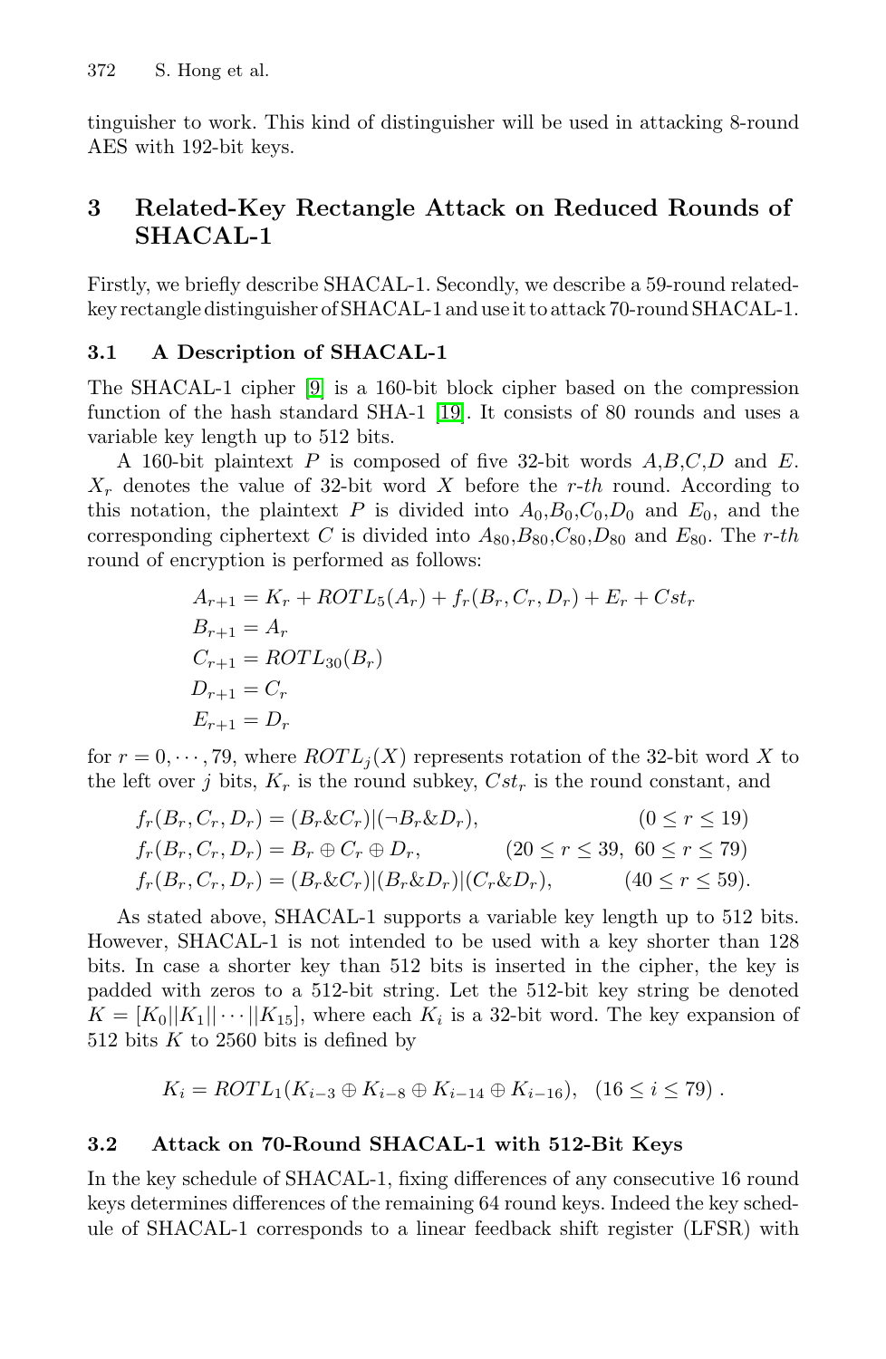tinguisher to work. This kind of distinguisher will be used in attacking 8-round AES with 192-bit keys.

## 3 Related-Key Rectangle Attack on Reduced Rounds of SHACAL-1

Firstly, we briefly describe SHACAL-1. Secondly, we describe a 59-round related-key rectangle distinguisher of SHACAL-1 and use it to attack 70-round SHACAL-1.

### 3.1 A Description of SHACAL-1

The SHACAL-1 cipher [9] is a 160-bit block cipher based on the compression function of the hash standard SHA-1 [19]. It consists of 80 rounds and uses a variable key length up to 512 bits.

A 160-bit plaintext $P$ is composed of five 32-bit words $A$,$B$,$C$,$D$ and $E$. $X_r$ denotes the value of 32-bit word $X$ before the $r$-$th$ round. According to this notation, the plaintext $P$ is divided into $A_0$,$B_0$,$C_0$,$D_0$ and $E_0$, and the corresponding ciphertext $C$ is divided into $A_{80}$,$B_{80}$,$C_{80}$,$D_{80}$ and $E_{80}$. The $r$-$th$ round of encryption is performed as follows:

$$
\begin{aligned}
A_{r+1} &= K_r + ROTL_5(A_r) + f_r(B_r, C_r, D_r) + E_r + Cst_r \\
B_{r+1} &= A_r \\
C_{r+1} &= ROTL_{30}(B_r) \\
D_{r+1} &= C_r \\
E_{r+1} &= D_r
\end{aligned}
$$

for $r = 0, \cdots, 79$, where $ROTL_j(X)$ represents rotation of the 32-bit word $X$ to the left over $j$ bits, $K_r$ is the round subkey, $Cst_r$ is the round constant, and

$$
\begin{aligned}
f_r(B_r, C_r, D_r) &= (B_r \& C_r) | (\neg B_r \& D_r), && (0 \le r \le 19) \\
f_r(B_r, C_r, D_r) &= B_r \oplus C_r \oplus D_r, && (20 \le r \le 39,\ 60 \le r \le 79) \\
f_r(B_r, C_r, D_r) &= (B_r \& C_r) | (B_r \& D_r) | (C_r \& D_r), && (40 \le r \le 59).
\end{aligned}
$$

As stated above, SHACAL-1 supports a variable key length up to 512 bits. However, SHACAL-1 is not intended to be used with a key shorter than 128 bits. In case a shorter key than 512 bits is inserted in the cipher, the key is padded with zeros to a 512-bit string. Let the 512-bit key string be denoted $K = [K_0 || K_1 || \cdots || K_{15}]$, where each $K_i$ is a 32-bit word. The key expansion of 512 bits $K$ to 2560 bits is defined by

$$
K_i = ROTL_1(K_{i-3} \oplus K_{i-8} \oplus K_{i-14} \oplus K_{i-16}), \quad (16 \le i \le 79) .
$$

### 3.2 Attack on 70-Round SHACAL-1 with 512-Bit Keys

In the key schedule of SHACAL-1, fixing differences of any consecutive 16 round keys determines differences of the remaining 64 round keys. Indeed the key schedule of SHACAL-1 corresponds to a linear feedback shift register (LFSR) with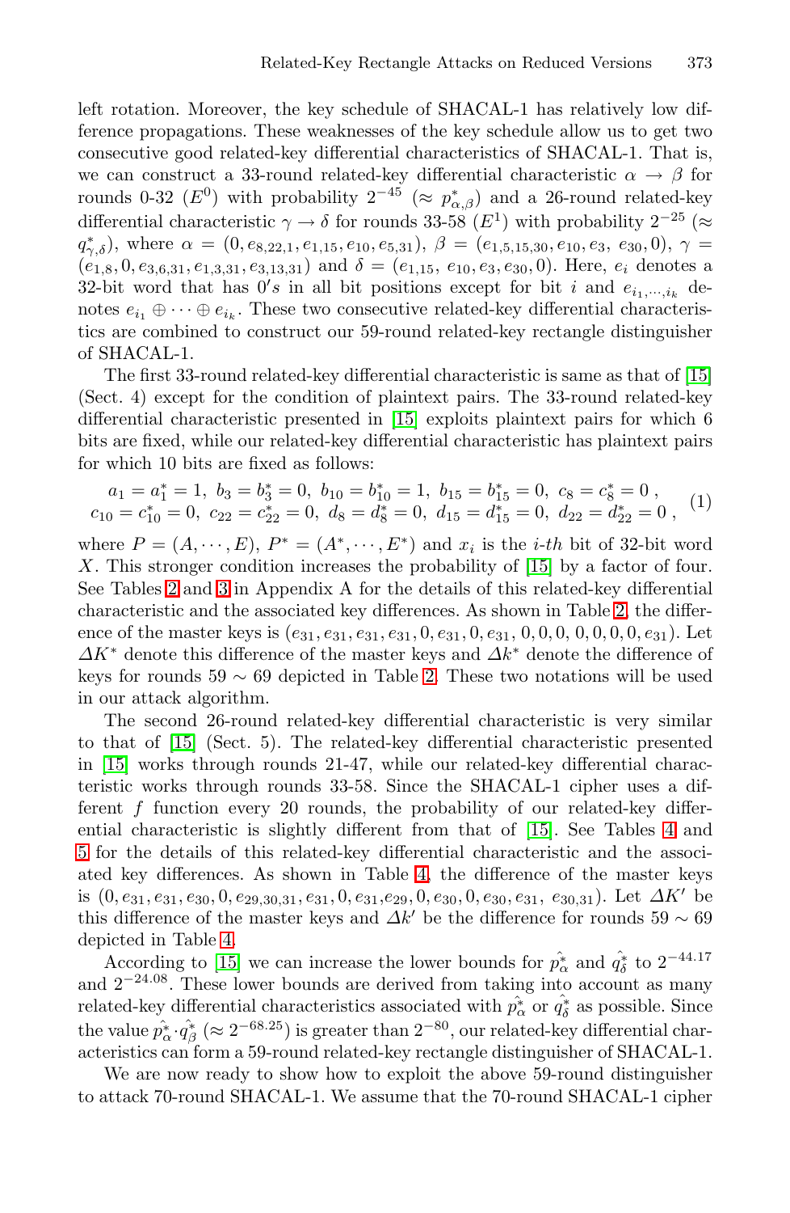left rotation. Moreover, the key schedule of SHACAL-1 has relatively low difference propagations. These weaknesses of the key schedule allow us to get two consecutive good related-key differential characteristics of SHACAL-1. That is, we can construct a 33-round related-key differential characteristic $\alpha \to \beta$ for rounds 0-32 ($E^0$) with probability $2^{-45}$ ($\approx p^*_{\alpha,\beta}$) and a 26-round related-key differential characteristic $\gamma \to \delta$ for rounds 33-58 ($E^1$) with probability $2^{-25}$ ($\approx q^*_{\gamma,\delta}$), where $\alpha = (0, e_{8,22,1}, e_{1,15}, e_{10}, e_{5,31})$, $\beta = (e_{1,5,15,30}, e_{10}, e_3, e_{30}, 0)$, $\gamma = (e_{1,8}, 0, e_{3,6,31}, e_{1,3,31}, e_{3,13,31})$ and $\delta = (e_{1,15}, e_{10}, e_3, e_{30}, 0)$. Here, $e_i$ denotes a 32-bit word that has $0's$ in all bit positions except for bit $i$ and $e_{i_1,\cdots,i_k}$ denotes $e_{i_1} \oplus \cdots \oplus e_{i_k}$. These two consecutive related-key differential characteristics are combined to construct our 59-round related-key rectangle distinguisher of SHACAL-1.

The first 33-round related-key differential characteristic is same as that of [15] (Sect. 4) except for the condition of plaintext pairs. The 33-round related-key differential characteristic presented in [15] exploits plaintext pairs for which 6 bits are fixed, while our related-key differential characteristic has plaintext pairs for which 10 bits are fixed as follows:

$$a_1 = a_1^* = 1,\ b_3 = b_3^* = 0,\ b_{10} = b_{10}^* = 1,\ b_{15} = b_{15}^* = 0,\ c_8 = c_8^* = 0\ ,$$
$$c_{10} = c_{10}^* = 0,\ c_{22} = c_{22}^* = 0,\ d_8 = d_8^* = 0,\ d_{15} = d_{15}^* = 0,\ d_{22} = d_{22}^* = 0\ , \quad (1)$$

where $P = (A, \cdots, E)$, $P^* = (A^*, \cdots, E^*)$ and $x_i$ is the $i$-$th$ bit of 32-bit word $X$. This stronger condition increases the probability of [15] by a factor of four. See Tables 2 and 3 in Appendix A for the details of this related-key differential characteristic and the associated key differences. As shown in Table 2, the difference of the master keys is $(e_{31}, e_{31}, e_{31}, e_{31}, 0, e_{31}, 0, e_{31}, 0, 0, 0, 0, 0, 0, 0, e_{31})$. Let $\Delta K^*$ denote this difference of the master keys and $\Delta k^*$ denote the difference of keys for rounds 59 $\sim$ 69 depicted in Table 2. These two notations will be used in our attack algorithm.

The second 26-round related-key differential characteristic is very similar to that of [15] (Sect. 5). The related-key differential characteristic presented in [15] works through rounds 21-47, while our related-key differential characteristic works through rounds 33-58. Since the SHACAL-1 cipher uses a different $f$ function every 20 rounds, the probability of our related-key differential characteristic is slightly different from that of [15]. See Tables 4 and 5 for the details of this related-key differential characteristic and the associated key differences. As shown in Table 4, the difference of the master keys is $(0, e_{31}, e_{31}, e_{30}, 0, e_{29,30,31}, e_{31}, 0, e_{31}, e_{29}, 0, e_{30}, 0, e_{30}, e_{31}, e_{30,31})$. Let $\Delta K'$ be this difference of the master keys and $\Delta k'$ be the difference for rounds 59 $\sim$ 69 depicted in Table 4.

According to [15] we can increase the lower bounds for $\hat{p^*_\alpha}$ and $\hat{q^*_\delta}$ to $2^{-44.17}$ and $2^{-24.08}$. These lower bounds are derived from taking into account as many related-key differential characteristics associated with $\hat{p^*_\alpha}$ or $\hat{q^*_\delta}$ as possible. Since the value $\hat{p^*_\alpha} \cdot \hat{q^*_\beta}$ ($\approx 2^{-68.25}$) is greater than $2^{-80}$, our related-key differential characteristics can form a 59-round related-key rectangle distinguisher of SHACAL-1.

We are now ready to show how to exploit the above 59-round distinguisher to attack 70-round SHACAL-1. We assume that the 70-round SHACAL-1 cipher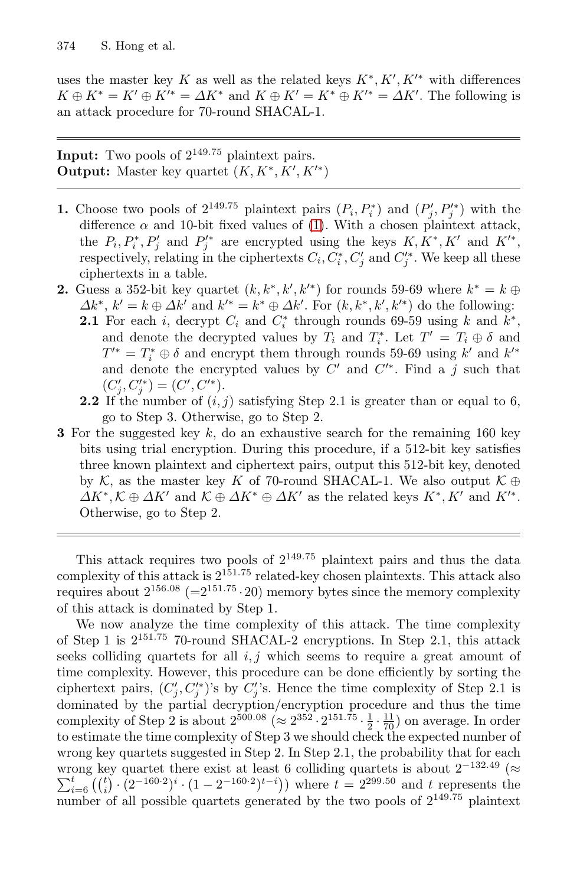uses the master key $K$ as well as the related keys $K^*, K', K'^*$ with differences $K \oplus K^* = K' \oplus K'^* = \Delta K^*$ and $K \oplus K' = K^* \oplus K'^* = \Delta K'$. The following is an attack procedure for 70-round SHACAL-1.

---

**Input:** Two pools of $2^{149.75}$ plaintext pairs.
**Output:** Master key quartet $(K, K^*, K', K'^*)$

---

**1.** Choose two pools of $2^{149.75}$ plaintext pairs $(P_i, P_i^*)$ and $(P_j', P_j'^*)$ with the difference $\alpha$ and 10-bit fixed values of (1). With a chosen plaintext attack, the $P_i, P_i^*, P_j'$ and $P_j'^*$ are encrypted using the keys $K, K^*, K'$ and $K'^*$, respectively, relating in the ciphertexts $C_i, C_i^*, C_j'$ and $C_j'^*$. We keep all these ciphertexts in a table.

**2.** Guess a 352-bit key quartet $(k, k^*, k', k'^*)$ for rounds 59-69 where $k^* = k \oplus \Delta k^*$, $k' = k \oplus \Delta k'$ and $k'^* = k^* \oplus \Delta k'$. For $(k, k^*, k', k'^*)$ do the following:

- **2.1** For each $i$, decrypt $C_i$ and $C_i^*$ through rounds 69-59 using $k$ and $k^*$, and denote the decrypted values by $T_i$ and $T_i^*$. Let $T' = T_i \oplus \delta$ and $T'^* = T_i^* \oplus \delta$ and encrypt them through rounds 59-69 using $k'$ and $k'^*$ and denote the encrypted values by $C'$ and $C'^*$. Find a $j$ such that $(C_j', C_j'^*) = (C', C'^*)$.
- **2.2** If the number of $(i, j)$ satisfying Step 2.1 is greater than or equal to 6, go to Step 3. Otherwise, go to Step 2.

**3** For the suggested key $k$, do an exhaustive search for the remaining 160 key bits using trial encryption. During this procedure, if a 512-bit key satisfies three known plaintext and ciphertext pairs, output this 512-bit key, denoted by $\mathcal{K}$, as the master key $K$ of 70-round SHACAL-1. We also output $\mathcal{K} \oplus \Delta K^*, \mathcal{K} \oplus \Delta K'$ and $\mathcal{K} \oplus \Delta K^* \oplus \Delta K'$ as the related keys $K^*, K'$ and $K'^*$. Otherwise, go to Step 2.

---

This attack requires two pools of $2^{149.75}$ plaintext pairs and thus the data complexity of this attack is $2^{151.75}$ related-key chosen plaintexts. This attack also requires about $2^{156.08}$ ($=2^{151.75} \cdot 20$) memory bytes since the memory complexity of this attack is dominated by Step 1.

We now analyze the time complexity of this attack. The time complexity of Step 1 is $2^{151.75}$ 70-round SHACAL-2 encryptions. In Step 2.1, this attack seeks colliding quartets for all $i, j$ which seems to require a great amount of time complexity. However, this procedure can be done efficiently by sorting the ciphertext pairs, $(C_j', C_j'^*)$'s by $C_j'$'s. Hence the time complexity of Step 2.1 is dominated by the partial decryption/encryption procedure and thus the time complexity of Step 2 is about $2^{500.08}$ ($\approx 2^{352} \cdot 2^{151.75} \cdot \frac{1}{2} \cdot \frac{11}{70}$) on average. In order to estimate the time complexity of Step 3 we should check the expected number of wrong key quartets suggested in Step 2. In Step 2.1, the probability that for each wrong key quartet there exist at least 6 colliding quartets is about $2^{-132.49}$ ($\approx \sum_{i=6}^{t} \left(\binom{t}{i} \cdot (2^{-160 \cdot 2})^i \cdot (1 - 2^{-160 \cdot 2})^{t-i}\right)$) where $t = 2^{299.50}$ and $t$ represents the number of all possible quartets generated by the two pools of $2^{149.75}$ plaintext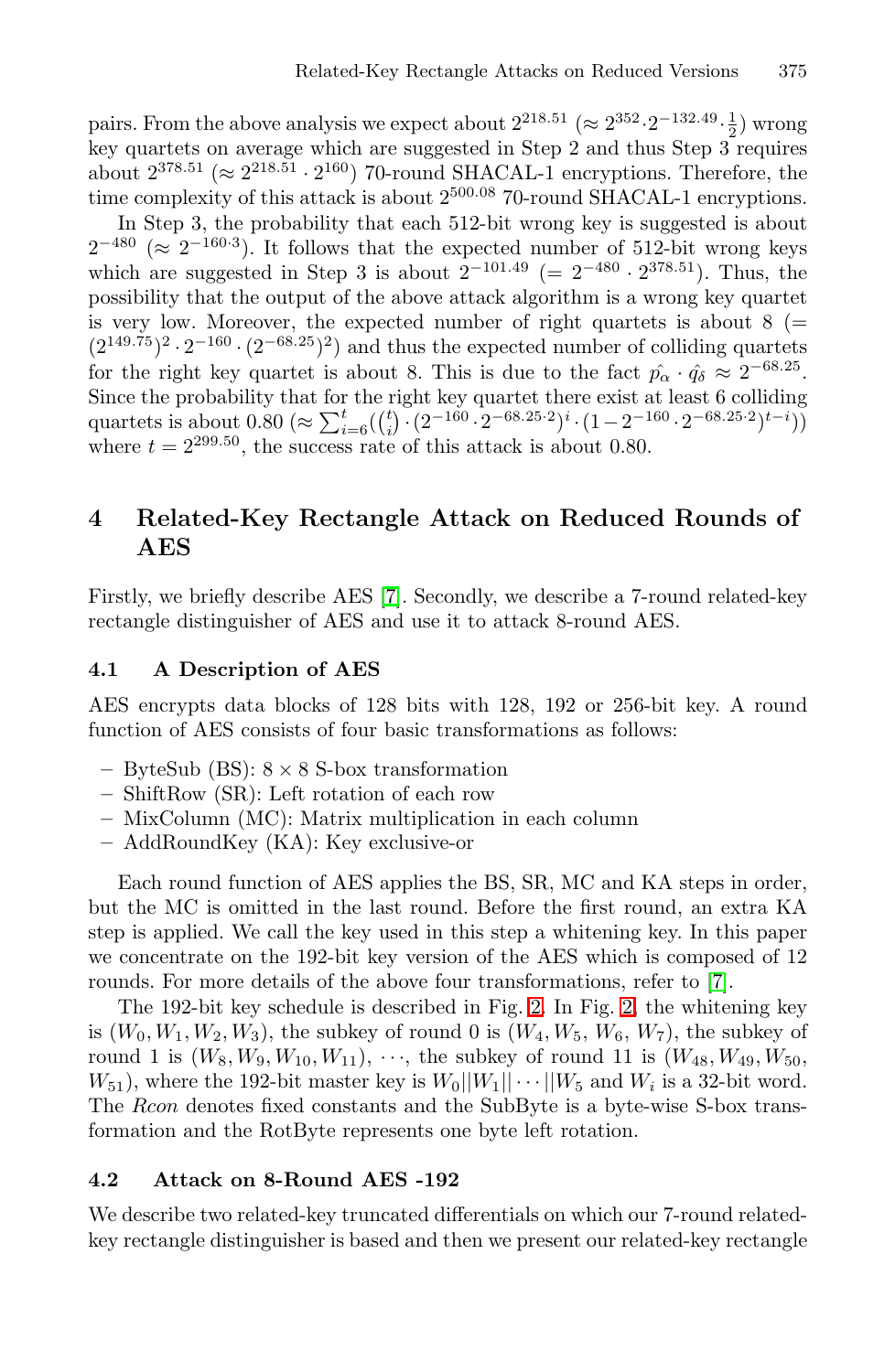pairs. From the above analysis we expect about $2^{218.51}$ ($\approx 2^{352} \cdot 2^{-132.49} \cdot \frac{1}{2}$) wrong key quartets on average which are suggested in Step 2 and thus Step 3 requires about $2^{378.51}$ ($\approx 2^{218.51} \cdot 2^{160}$) 70-round SHACAL-1 encryptions. Therefore, the time complexity of this attack is about $2^{500.08}$ 70-round SHACAL-1 encryptions.

In Step 3, the probability that each 512-bit wrong key is suggested is about $2^{-480}$ ($\approx 2^{-160 \cdot 3}$). It follows that the expected number of 512-bit wrong keys which are suggested in Step 3 is about $2^{-101.49}$ ($= 2^{-480} \cdot 2^{378.51}$). Thus, the possibility that the output of the above attack algorithm is a wrong key quartet is very low. Moreover, the expected number of right quartets is about 8 ($= (2^{149.75})^2 \cdot 2^{-160} \cdot (2^{-68.25})^2$) and thus the expected number of colliding quartets for the right key quartet is about 8. This is due to the fact $\hat{p_\alpha} \cdot \hat{q_\delta} \approx 2^{-68.25}$. Since the probability that for the right key quartet there exist at least 6 colliding quartets is about 0.80 ($\approx \sum_{i=6}^{t} (\binom{t}{i} \cdot (2^{-160} \cdot 2^{-68.25 \cdot 2})^i \cdot (1 - 2^{-160} \cdot 2^{-68.25 \cdot 2})^{t-i})$) where $t = 2^{299.50}$, the success rate of this attack is about 0.80.

## 4 Related-Key Rectangle Attack on Reduced Rounds of AES

Firstly, we briefly describe AES [7]. Secondly, we describe a 7-round related-key rectangle distinguisher of AES and use it to attack 8-round AES.

### 4.1 A Description of AES

AES encrypts data blocks of 128 bits with 128, 192 or 256-bit key. A round function of AES consists of four basic transformations as follows:

- ByteSub (BS): 8 × 8 S-box transformation
- ShiftRow (SR): Left rotation of each row
- MixColumn (MC): Matrix multiplication in each column
- AddRoundKey (KA): Key exclusive-or

Each round function of AES applies the BS, SR, MC and KA steps in order, but the MC is omitted in the last round. Before the first round, an extra KA step is applied. We call the key used in this step a whitening key. In this paper we concentrate on the 192-bit key version of the AES which is composed of 12 rounds. For more details of the above four transformations, refer to [7].

The 192-bit key schedule is described in Fig. 2. In Fig. 2, the whitening key is $(W_0, W_1, W_2, W_3)$, the subkey of round 0 is $(W_4, W_5, W_6, W_7)$, the subkey of round 1 is $(W_8, W_9, W_{10}, W_{11})$, $\cdots$, the subkey of round 11 is $(W_{48}, W_{49}, W_{50}, W_{51})$, where the 192-bit master key is $W_0||W_1|| \cdots ||W_5$ and $W_i$ is a 32-bit word. The *Rcon* denotes fixed constants and the SubByte is a byte-wise S-box transformation and the RotByte represents one byte left rotation.

### 4.2 Attack on 8-Round AES -192

We describe two related-key truncated differentials on which our 7-round related-key rectangle distinguisher is based and then we present our related-key rectangle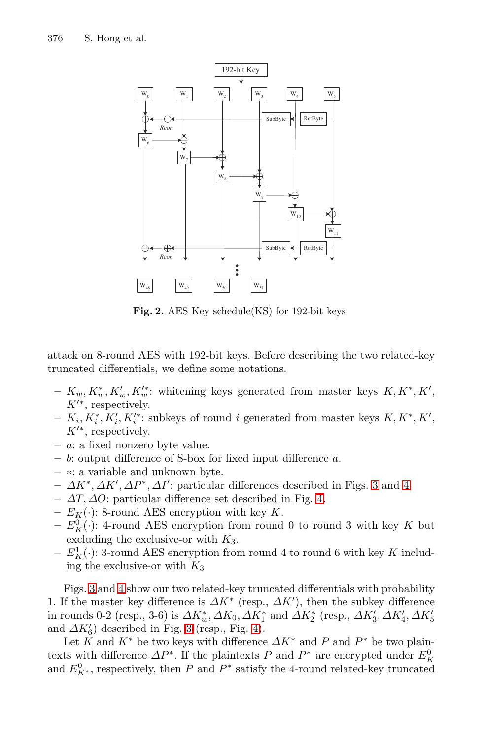**Fig. 2.** AES Key schedule(KS) for 192-bit keys

attack on 8-round AES with 192-bit keys. Before describing the two related-key truncated differentials, we define some notations.

- $K_w, K_w^*, K_w', K_w'^*$: whitening keys generated from master keys $K, K^*, K'$, $K'^*$, respectively.
- $K_i, K_i^*, K_i', K_i'^*$: subkeys of round $i$ generated from master keys $K, K^*, K'$, $K'^*$, respectively.
- $a$: a fixed nonzero byte value.
- $b$: output difference of S-box for fixed input difference $a$.
- $*$: a variable and unknown byte.
- $\Delta K^*, \Delta K', \Delta P^*, \Delta I'$: particular differences described in Figs. 3 and 4.
- $\Delta T, \Delta O$: particular difference set described in Fig. 4.
- $E_K(\cdot)$: 8-round AES encryption with key $K$.
- $E_K^0(\cdot)$: 4-round AES encryption from round 0 to round 3 with key $K$ but excluding the exclusive-or with $K_3$.
- $E_K^1(\cdot)$: 3-round AES encryption from round 4 to round 6 with key $K$ including the exclusive-or with $K_3$

Figs. 3 and 4 show our two related-key truncated differentials with probability 1. If the master key difference is $\Delta K^*$ (resp., $\Delta K'$), then the subkey difference in rounds 0-2 (resp., 3-6) is $\Delta K_w^*, \Delta K_0, \Delta K_1^*$ and $\Delta K_2^*$ (resp., $\Delta K_3', \Delta K_4', \Delta K_5'$ and $\Delta K_6'$) described in Fig. 3 (resp., Fig. 4).

Let $K$ and $K^*$ be two keys with difference $\Delta K^*$ and $P$ and $P^*$ be two plaintexts with difference $\Delta P^*$. If the plaintexts $P$ and $P^*$ are encrypted under $E_K^0$ and $E_{K^*}^0$, respectively, then $P$ and $P^*$ satisfy the 4-round related-key truncated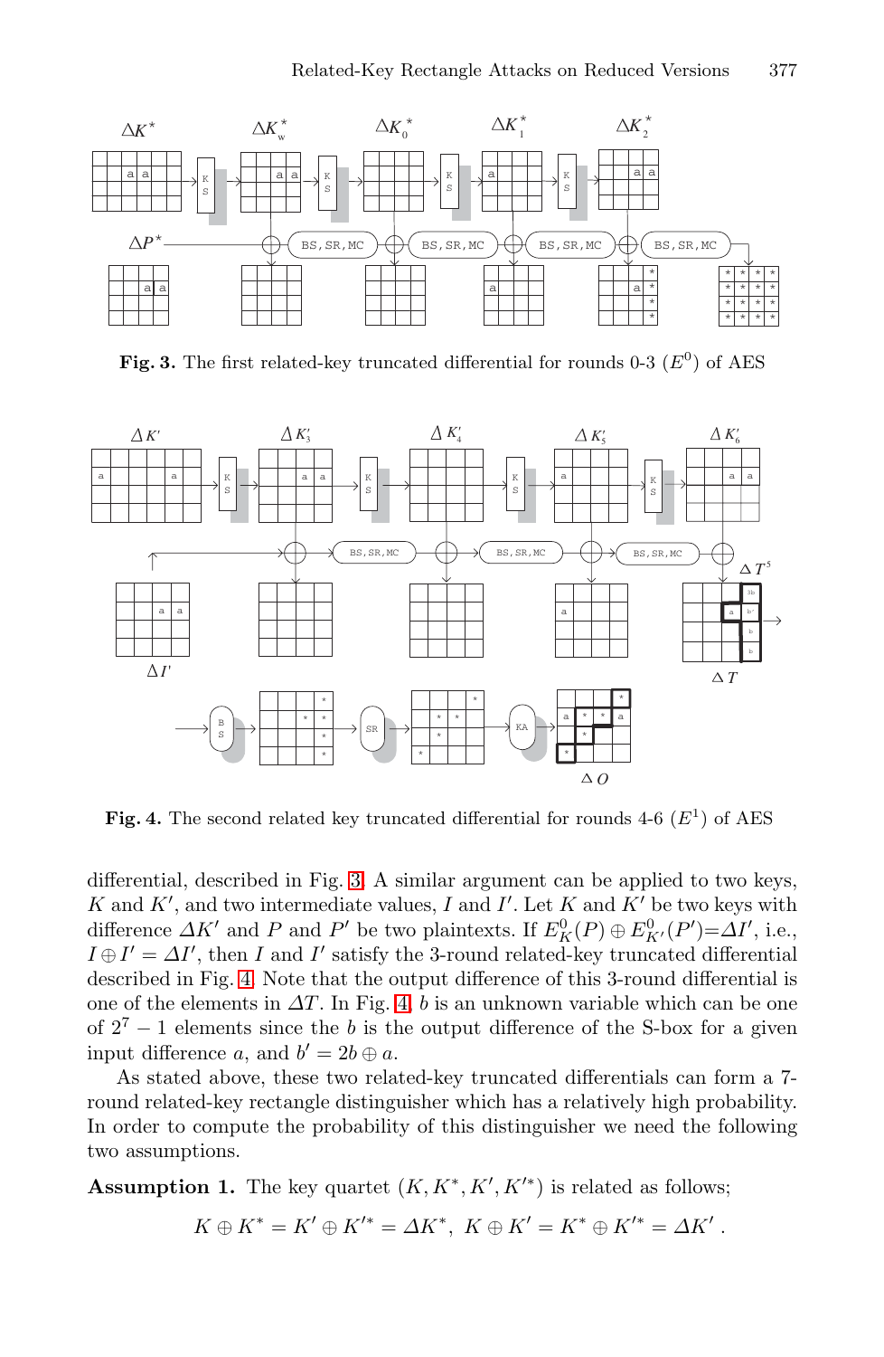**Fig. 3.** The first related-key truncated differential for rounds 0-3 ($E^0$) of AES

**Fig. 4.** The second related key truncated differential for rounds 4-6 ($E^1$) of AES

differential, described in Fig. 3. A similar argument can be applied to two keys, $K$ and $K'$, and two intermediate values, $I$ and $I'$. Let $K$ and $K'$ be two keys with difference $\Delta K'$ and $P$ and $P'$ be two plaintexts. If $E^0_K(P) \oplus E^0_{K'}(P') = \Delta I'$, i.e., $I \oplus I' = \Delta I'$, then $I$ and $I'$ satisfy the 3-round related-key truncated differential described in Fig. 4. Note that the output difference of this 3-round differential is one of the elements in $\Delta T$. In Fig. 4, $b$ is an unknown variable which can be one of $2^7 - 1$ elements since the $b$ is the output difference of the S-box for a given input difference $a$, and $b' = 2b \oplus a$.

As stated above, these two related-key truncated differentials can form a 7-round related-key rectangle distinguisher which has a relatively high probability. In order to compute the probability of this distinguisher we need the following two assumptions.

**Assumption 1.** The key quartet $(K, K^*, K', K'^*)$ is related as follows;

$$K \oplus K^* = K' \oplus K'^* = \Delta K^*, \ K \oplus K' = K^* \oplus K'^* = \Delta K' .$$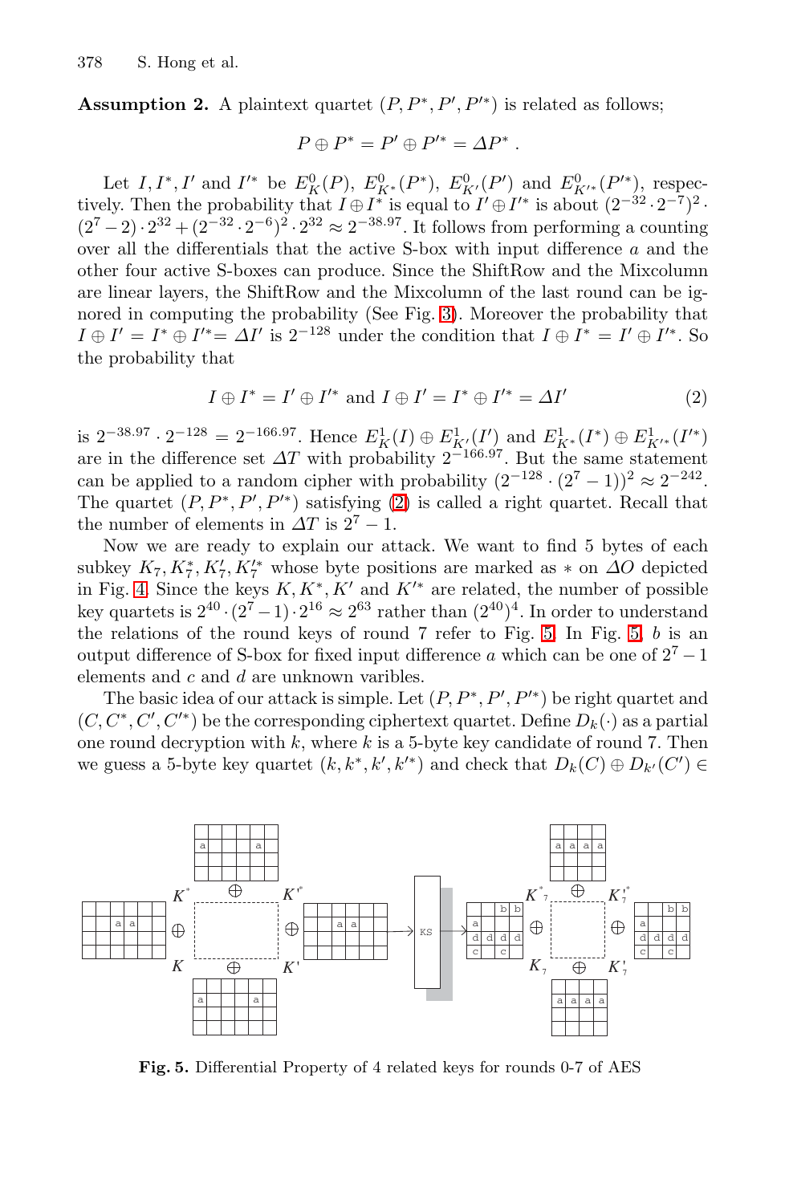**Assumption 2.** A plaintext quartet $(P, P^*, P', P'^*)$ is related as follows;

$$P \oplus P^* = P' \oplus P'^* = \Delta P^* .$$

Let $I, I^*, I'$ and $I'^*$ be $E^0_K(P)$, $E^0_{K^*}(P^*)$, $E^0_{K'}(P')$ and $E^0_{K'^*}(P'^*)$, respectively. Then the probability that $I \oplus I^*$ is equal to $I' \oplus I'^*$ is about $(2^{-32} \cdot 2^{-7})^2 \cdot (2^7 - 2) \cdot 2^{32} + (2^{-32} \cdot 2^{-6})^2 \cdot 2^{32} \approx 2^{-38.97}$. It follows from performing a counting over all the differentials that the active S-box with input difference $a$ and the other four active S-boxes can produce. Since the ShiftRow and the Mixcolumn are linear layers, the ShiftRow and the Mixcolumn of the last round can be ignored in computing the probability (See Fig. 3). Moreover the probability that $I \oplus I' = I^* \oplus I'^* = \Delta I'$ is $2^{-128}$ under the condition that $I \oplus I^* = I' \oplus I'^*$. So the probability that

$$I \oplus I^* = I' \oplus I'^* \text{ and } I \oplus I' = I^* \oplus I'^* = \Delta I' \tag{2}$$

is $2^{-38.97} \cdot 2^{-128} = 2^{-166.97}$. Hence $E^1_K(I) \oplus E^1_{K'}(I')$ and $E^1_{K^*}(I^*) \oplus E^1_{K'^*}(I'^*)$ are in the difference set $\Delta T$ with probability $2^{-166.97}$. But the same statement can be applied to a random cipher with probability $(2^{-128} \cdot (2^7 - 1))^2 \approx 2^{-242}$. The quartet $(P, P^*, P', P'^*)$ satisfying (2) is called a right quartet. Recall that the number of elements in $\Delta T$ is $2^7 - 1$.

Now we are ready to explain our attack. We want to find 5 bytes of each subkey $K_7, K_7^*, K_7', K_7'^*$ whose byte positions are marked as $*$ on $\Delta O$ depicted in Fig. 4. Since the keys $K, K^*, K'$ and $K'^*$ are related, the number of possible key quartets is $2^{40} \cdot (2^7 - 1) \cdot 2^{16} \approx 2^{63}$ rather than $(2^{40})^4$. In order to understand the relations of the round keys of round 7 refer to Fig. 5. In Fig. 5, $b$ is an output difference of S-box for fixed input difference $a$ which can be one of $2^7 - 1$ elements and $c$ and $d$ are unknown varibles.

The basic idea of our attack is simple. Let $(P, P^*, P', P'^*)$ be right quartet and $(C, C^*, C', C'^*)$ be the corresponding ciphertext quartet. Define $D_k(\cdot)$ as a partial one round decryption with $k$, where $k$ is a 5-byte key candidate of round 7. Then we guess a 5-byte key quartet $(k, k^*, k', k'^*)$ and check that $D_k(C) \oplus D_{k'}(C') \in$

**Fig. 5.** Differential Property of 4 related keys for rounds 0-7 of AES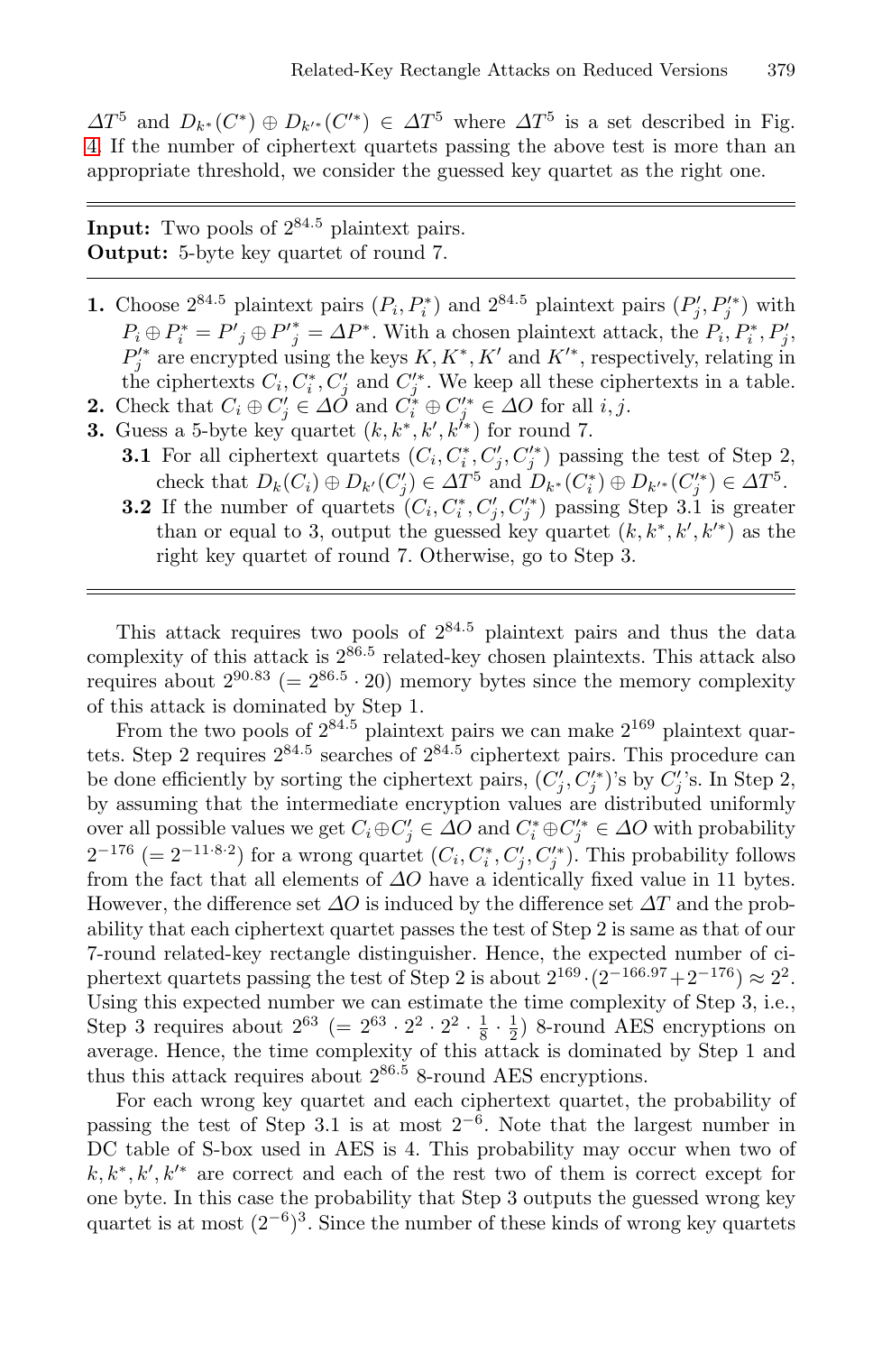$\Delta T^5$ and $D_{k^*}(C^*) \oplus D_{k'^*}(C'^*) \in \Delta T^5$ where $\Delta T^5$ is a set described in Fig. 4. If the number of ciphertext quartets passing the above test is more than an appropriate threshold, we consider the guessed key quartet as the right one.

---

**Input:** Two pools of $2^{84.5}$ plaintext pairs.
**Output:** 5-byte key quartet of round 7.

---

1. Choose $2^{84.5}$ plaintext pairs $(P_i, P_i^*)$ and $2^{84.5}$ plaintext pairs $(P_j', P_j'^*)$ with $P_i \oplus P_i^* = P'_j \oplus P'^*_j = \Delta P^*$. With a chosen plaintext attack, the $P_i, P_i^*, P_j'$, $P_j'^*$ are encrypted using the keys $K, K^*, K'$ and $K'^*$, respectively, relating in the ciphertexts $C_i, C_i^*, C_j'$ and $C_j'^*$. We keep all these ciphertexts in a table.
2. Check that $C_i \oplus C_j' \in \Delta O$ and $C_i^* \oplus C_j'^* \in \Delta O$ for all $i, j$.
3. Guess a 5-byte key quartet $(k, k^*, k', k'^*)$ for round 7.
   - **3.1** For all ciphertext quartets $(C_i, C_i^*, C_j', C_j'^*)$ passing the test of Step 2, check that $D_k(C_i) \oplus D_{k'}(C_j') \in \Delta T^5$ and $D_{k^*}(C_i^*) \oplus D_{k'^*}(C_j'^*) \in \Delta T^5$.
   - **3.2** If the number of quartets $(C_i, C_i^*, C_j', C_j'^*)$ passing Step 3.1 is greater than or equal to 3, output the guessed key quartet $(k, k^*, k', k'^*)$ as the right key quartet of round 7. Otherwise, go to Step 3.

---

This attack requires two pools of $2^{84.5}$ plaintext pairs and thus the data complexity of this attack is $2^{86.5}$ related-key chosen plaintexts. This attack also requires about $2^{90.83}$ $(= 2^{86.5} \cdot 20)$ memory bytes since the memory complexity of this attack is dominated by Step 1.

From the two pools of $2^{84.5}$ plaintext pairs we can make $2^{169}$ plaintext quartets. Step 2 requires $2^{84.5}$ searches of $2^{84.5}$ ciphertext pairs. This procedure can be done efficiently by sorting the ciphertext pairs, $(C_j', C_j'^*)$'s by $C_j'$'s. In Step 2, by assuming that the intermediate encryption values are distributed uniformly over all possible values we get $C_i \oplus C_j' \in \Delta O$ and $C_i^* \oplus C_j'^* \in \Delta O$ with probability $2^{-176}$ $(= 2^{-11 \cdot 8 \cdot 2})$ for a wrong quartet $(C_i, C_i^*, C_j', C_j'^*)$. This probability follows from the fact that all elements of $\Delta O$ have a identically fixed value in 11 bytes. However, the difference set $\Delta O$ is induced by the difference set $\Delta T$ and the probability that each ciphertext quartet passes the test of Step 2 is same as that of our 7-round related-key rectangle distinguisher. Hence, the expected number of ciphertext quartets passing the test of Step 2 is about $2^{169} \cdot (2^{-166.97} + 2^{-176}) \approx 2^2$. Using this expected number we can estimate the time complexity of Step 3, i.e., Step 3 requires about $2^{63}$ $(= 2^{63} \cdot 2^2 \cdot 2^2 \cdot \frac{1}{8} \cdot \frac{1}{2})$ 8-round AES encryptions on average. Hence, the time complexity of this attack is dominated by Step 1 and thus this attack requires about $2^{86.5}$ 8-round AES encryptions.

For each wrong key quartet and each ciphertext quartet, the probability of passing the test of Step 3.1 is at most $2^{-6}$. Note that the largest number in DC table of S-box used in AES is 4. This probability may occur when two of $k, k^*, k', k'^*$ are correct and each of the rest two of them is correct except for one byte. In this case the probability that Step 3 outputs the guessed wrong key quartet is at most $(2^{-6})^3$. Since the number of these kinds of wrong key quartets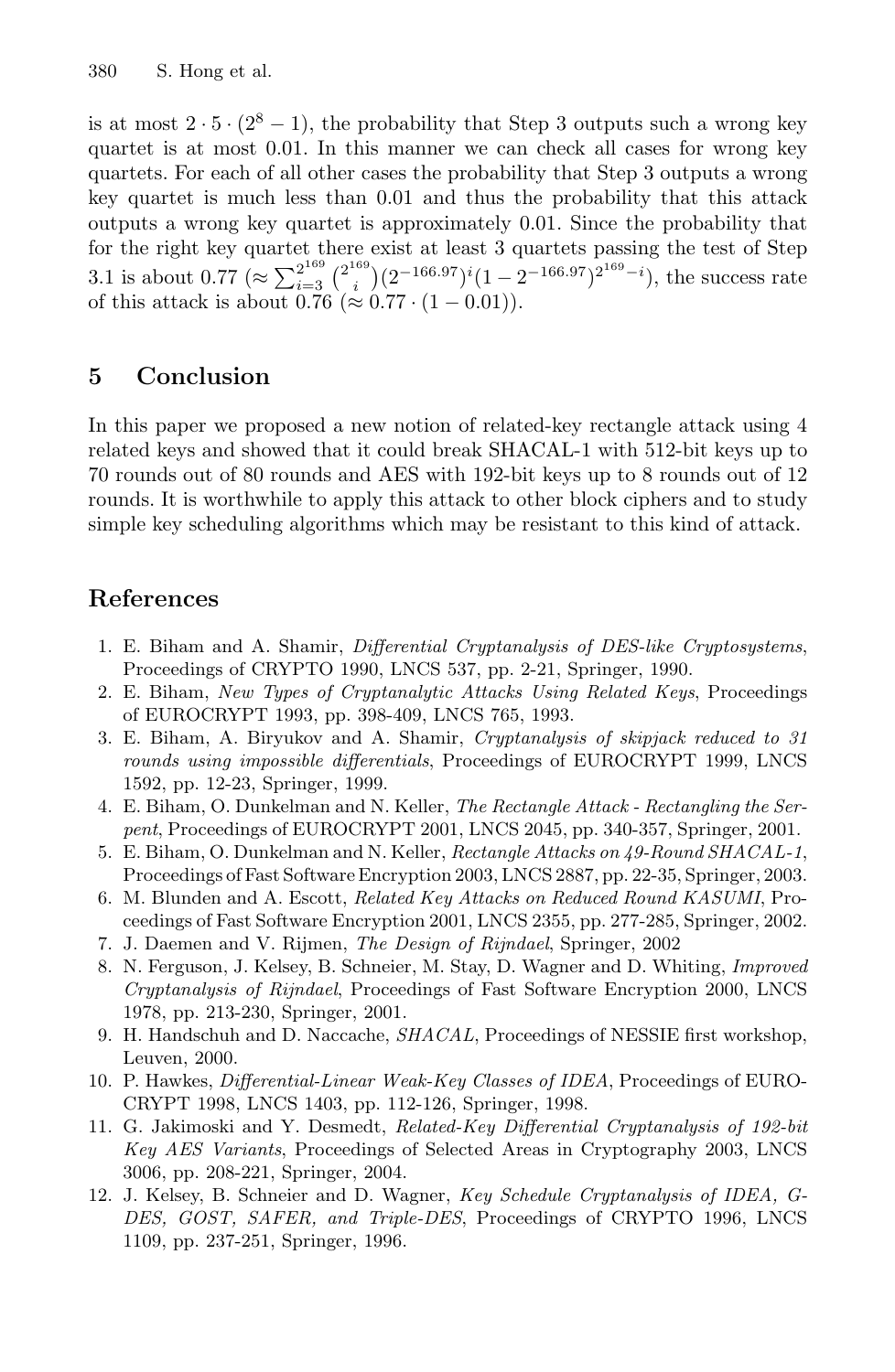is at most $2 \cdot 5 \cdot (2^8 - 1)$, the probability that Step 3 outputs such a wrong key quartet is at most 0.01. In this manner we can check all cases for wrong key quartets. For each of all other cases the probability that Step 3 outputs a wrong key quartet is much less than 0.01 and thus the probability that this attack outputs a wrong key quartet is approximately 0.01. Since the probability that for the right key quartet there exist at least 3 quartets passing the test of Step 3.1 is about 0.77 ($\approx \sum_{i=3}^{2^{169}} \binom{2^{169}}{i} (2^{-166.97})^i (1 - 2^{-166.97})^{2^{169}-i}$), the success rate of this attack is about 0.76 ($\approx 0.77 \cdot (1 - 0.01)$).

## 5 Conclusion

In this paper we proposed a new notion of related-key rectangle attack using 4 related keys and showed that it could break SHACAL-1 with 512-bit keys up to 70 rounds out of 80 rounds and AES with 192-bit keys up to 8 rounds out of 12 rounds. It is worthwhile to apply this attack to other block ciphers and to study simple key scheduling algorithms which may be resistant to this kind of attack.

## References

1. E. Biham and A. Shamir, *Differential Cryptanalysis of DES-like Cryptosystems*, Proceedings of CRYPTO 1990, LNCS 537, pp. 2-21, Springer, 1990.
2. E. Biham, *New Types of Cryptanalytic Attacks Using Related Keys*, Proceedings of EUROCRYPT 1993, pp. 398-409, LNCS 765, 1993.
3. E. Biham, A. Biryukov and A. Shamir, *Cryptanalysis of skipjack reduced to 31 rounds using impossible differentials*, Proceedings of EUROCRYPT 1999, LNCS 1592, pp. 12-23, Springer, 1999.
4. E. Biham, O. Dunkelman and N. Keller, *The Rectangle Attack - Rectangling the Serpent*, Proceedings of EUROCRYPT 2001, LNCS 2045, pp. 340-357, Springer, 2001.
5. E. Biham, O. Dunkelman and N. Keller, *Rectangle Attacks on 49-Round SHACAL-1*, Proceedings of Fast Software Encryption 2003, LNCS 2887, pp. 22-35, Springer, 2003.
6. M. Blunden and A. Escott, *Related Key Attacks on Reduced Round KASUMI*, Proceedings of Fast Software Encryption 2001, LNCS 2355, pp. 277-285, Springer, 2002.
7. J. Daemen and V. Rijmen, *The Design of Rijndael*, Springer, 2002
8. N. Ferguson, J. Kelsey, B. Schneier, M. Stay, D. Wagner and D. Whiting, *Improved Cryptanalysis of Rijndael*, Proceedings of Fast Software Encryption 2000, LNCS 1978, pp. 213-230, Springer, 2001.
9. H. Handschuh and D. Naccache, *SHACAL*, Proceedings of NESSIE first workshop, Leuven, 2000.
10. P. Hawkes, *Differential-Linear Weak-Key Classes of IDEA*, Proceedings of EUROCRYPT 1998, LNCS 1403, pp. 112-126, Springer, 1998.
11. G. Jakimoski and Y. Desmedt, *Related-Key Differential Cryptanalysis of 192-bit Key AES Variants*, Proceedings of Selected Areas in Cryptography 2003, LNCS 3006, pp. 208-221, Springer, 2004.
12. J. Kelsey, B. Schneier and D. Wagner, *Key Schedule Cryptanalysis of IDEA, G-DES, GOST, SAFER, and Triple-DES*, Proceedings of CRYPTO 1996, LNCS 1109, pp. 237-251, Springer, 1996.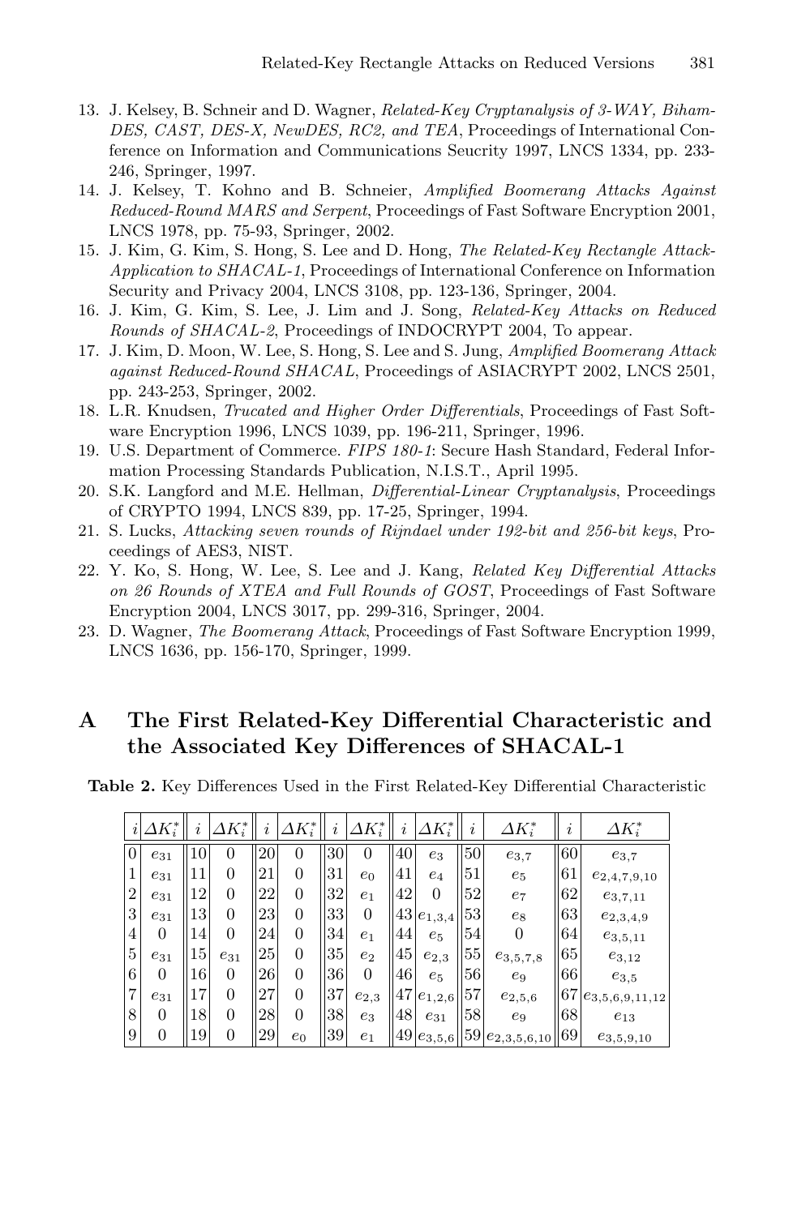13. J. Kelsey, B. Schneir and D. Wagner, *Related-Key Cryptanalysis of 3-WAY, Biham-DES, CAST, DES-X, NewDES, RC2, and TEA*, Proceedings of International Conference on Information and Communications Seucrity 1997, LNCS 1334, pp. 233-246, Springer, 1997.
14. J. Kelsey, T. Kohno and B. Schneier, *Amplified Boomerang Attacks Against Reduced-Round MARS and Serpent*, Proceedings of Fast Software Encryption 2001, LNCS 1978, pp. 75-93, Springer, 2002.
15. J. Kim, G. Kim, S. Hong, S. Lee and D. Hong, *The Related-Key Rectangle Attack-Application to SHACAL-1*, Proceedings of International Conference on Information Security and Privacy 2004, LNCS 3108, pp. 123-136, Springer, 2004.
16. J. Kim, G. Kim, S. Lee, J. Lim and J. Song, *Related-Key Attacks on Reduced Rounds of SHACAL-2*, Proceedings of INDOCRYPT 2004, To appear.
17. J. Kim, D. Moon, W. Lee, S. Hong, S. Lee and S. Jung, *Amplified Boomerang Attack against Reduced-Round SHACAL*, Proceedings of ASIACRYPT 2002, LNCS 2501, pp. 243-253, Springer, 2002.
18. L.R. Knudsen, *Trucated and Higher Order Differentials*, Proceedings of Fast Software Encryption 1996, LNCS 1039, pp. 196-211, Springer, 1996.
19. U.S. Department of Commerce. *FIPS 180-1*: Secure Hash Standard, Federal Information Processing Standards Publication, N.I.S.T., April 1995.
20. S.K. Langford and M.E. Hellman, *Differential-Linear Cryptanalysis*, Proceedings of CRYPTO 1994, LNCS 839, pp. 17-25, Springer, 1994.
21. S. Lucks, *Attacking seven rounds of Rijndael under 192-bit and 256-bit keys*, Proceedings of AES3, NIST.
22. Y. Ko, S. Hong, W. Lee, S. Lee and J. Kang, *Related Key Differential Attacks on 26 Rounds of XTEA and Full Rounds of GOST*, Proceedings of Fast Software Encryption 2004, LNCS 3017, pp. 299-316, Springer, 2004.
23. D. Wagner, *The Boomerang Attack*, Proceedings of Fast Software Encryption 1999, LNCS 1636, pp. 156-170, Springer, 1999.

# A The First Related-Key Differential Characteristic and the Associated Key Differences of SHACAL-1

**Table 2.** Key Differences Used in the First Related-Key Differential Characteristic

| $i$ | $\Delta K_i^*$ | $i$ | $\Delta K_i^*$ | $i$ | $\Delta K_i^*$ | $i$ | $\Delta K_i^*$ | $i$ | $\Delta K_i^*$ | $i$ | $\Delta K_i^*$ | $i$ | $\Delta K_i^*$ |
|---|---|---|---|---|---|---|---|---|---|---|---|---|---|
| 0 | $e_{31}$ | 10 | 0 | 20 | 0 | 30 | 0 | 40 | $e_3$ | 50 | $e_{3,7}$ | 60 | $e_{3,7}$ |
| 1 | $e_{31}$ | 11 | 0 | 21 | 0 | 31 | $e_0$ | 41 | $e_4$ | 51 | $e_5$ | 61 | $e_{2,4,7,9,10}$ |
| 2 | $e_{31}$ | 12 | 0 | 22 | 0 | 32 | $e_1$ | 42 | 0 | 52 | $e_7$ | 62 | $e_{3,7,11}$ |
| 3 | $e_{31}$ | 13 | 0 | 23 | 0 | 33 | 0 | 43 | $e_{1,3,4}$ | 53 | $e_8$ | 63 | $e_{2,3,4,9}$ |
| 4 | 0 | 14 | 0 | 24 | 0 | 34 | $e_1$ | 44 | $e_5$ | 54 | 0 | 64 | $e_{3,5,11}$ |
| 5 | $e_{31}$ | 15 | $e_{31}$ | 25 | 0 | 35 | $e_2$ | 45 | $e_{2,3}$ | 55 | $e_{3,5,7,8}$ | 65 | $e_{3,12}$ |
| 6 | 0 | 16 | 0 | 26 | 0 | 36 | 0 | 46 | $e_5$ | 56 | $e_9$ | 66 | $e_{3,5}$ |
| 7 | $e_{31}$ | 17 | 0 | 27 | 0 | 37 | $e_{2,3}$ | 47 | $e_{1,2,6}$ | 57 | $e_{2,5,6}$ | 67 | $e_{3,5,6,9,11,12}$ |
| 8 | 0 | 18 | 0 | 28 | 0 | 38 | $e_3$ | 48 | $e_{31}$ | 58 | $e_9$ | 68 | $e_{13}$ |
| 9 | 0 | 19 | 0 | 29 | $e_0$ | 39 | $e_1$ | 49 | $e_{3,5,6}$ | 59 | $e_{2,3,5,6,10}$ | 69 | $e_{3,5,9,10}$ |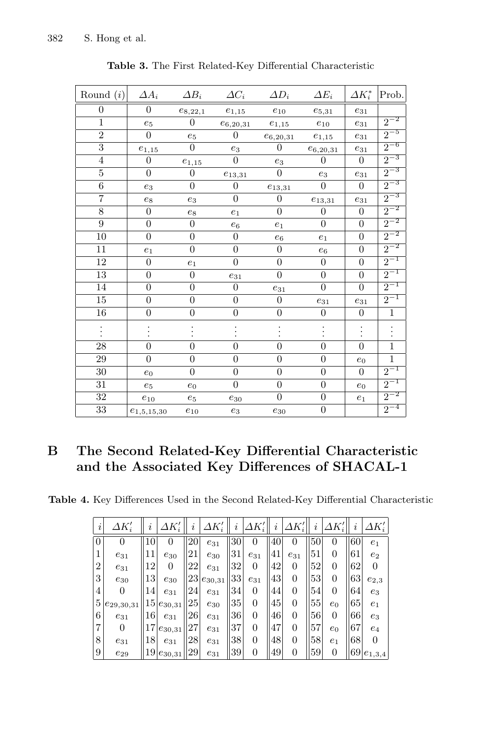**Table 3.** The First Related-Key Differential Characteristic

| Round ($i$) | $\Delta A_i$ | $\Delta B_i$ | $\Delta C_i$ | $\Delta D_i$ | $\Delta E_i$ | $\Delta K_i^*$ | Prob. |
|---|---|---|---|---|---|---|---|
| 0 | 0 | $e_{8,22,1}$ | $e_{1,15}$ | $e_{10}$ | $e_{5,31}$ | $e_{31}$ | |
| 1 | $e_5$ | 0 | $e_{6,20,31}$ | $e_{1,15}$ | $e_{10}$ | $e_{31}$ | $2^{-2}$ |
| 2 | 0 | $e_5$ | 0 | $e_{6,20,31}$ | $e_{1,15}$ | $e_{31}$ | $2^{-5}$ |
| 3 | $e_{1,15}$ | 0 | $e_3$ | 0 | $e_{6,20,31}$ | $e_{31}$ | $2^{-6}$ |
| 4 | 0 | $e_{1,15}$ | 0 | $e_3$ | 0 | 0 | $2^{-3}$ |
| 5 | 0 | 0 | $e_{13,31}$ | 0 | $e_3$ | $e_{31}$ | $2^{-3}$ |
| 6 | $e_3$ | 0 | 0 | $e_{13,31}$ | 0 | 0 | $2^{-3}$ |
| 7 | $e_8$ | $e_3$ | 0 | 0 | $e_{13,31}$ | $e_{31}$ | $2^{-3}$ |
| 8 | 0 | $e_8$ | $e_1$ | 0 | 0 | 0 | $2^{-2}$ |
| 9 | 0 | 0 | $e_6$ | $e_1$ | 0 | 0 | $2^{-2}$ |
| 10 | 0 | 0 | 0 | $e_6$ | $e_1$ | 0 | $2^{-2}$ |
| 11 | $e_1$ | 0 | 0 | 0 | $e_6$ | 0 | $2^{-2}$ |
| 12 | 0 | $e_1$ | 0 | 0 | 0 | 0 | $2^{-1}$ |
| 13 | 0 | 0 | $e_{31}$ | 0 | 0 | 0 | $2^{-1}$ |
| 14 | 0 | 0 | 0 | $e_{31}$ | 0 | 0 | $2^{-1}$ |
| 15 | 0 | 0 | 0 | 0 | $e_{31}$ | $e_{31}$ | $2^{-1}$ |
| 16 | 0 | 0 | 0 | 0 | 0 | 0 | 1 |
| ⋮ | ⋮ | ⋮ | ⋮ | ⋮ | ⋮ | ⋮ | ⋮ |
| 28 | 0 | 0 | 0 | 0 | 0 | 0 | 1 |
| 29 | 0 | 0 | 0 | 0 | 0 | $e_0$ | 1 |
| 30 | $e_0$ | 0 | 0 | 0 | 0 | 0 | $2^{-1}$ |
| 31 | $e_5$ | $e_0$ | 0 | 0 | 0 | $e_0$ | $2^{-1}$ |
| 32 | $e_{10}$ | $e_5$ | $e_{30}$ | 0 | 0 | $e_1$ | $2^{-2}$ |
| 33 | $e_{1,5,15,30}$ | $e_{10}$ | $e_3$ | $e_{30}$ | 0 | | $2^{-4}$ |

# B The Second Related-Key Differential Characteristic and the Associated Key Differences of SHACAL-1

**Table 4.** Key Differences Used in the Second Related-Key Differential Characteristic

| $i$ | $\Delta K_i'$ | $i$ | $\Delta K_i'$ | $i$ | $\Delta K_i'$ | $i$ | $\Delta K_i'$ | $i$ | $\Delta K_i'$ | $i$ | $\Delta K_i'$ | $i$ | $\Delta K_i'$ |
|---|---|---|---|---|---|---|---|---|---|---|---|---|---|
| 0 | 0 | 10 | 0 | 20 | $e_{31}$ | 30 | 0 | 40 | 0 | 50 | 0 | 60 | $e_1$ |
| 1 | $e_{31}$ | 11 | $e_{30}$ | 21 | $e_{30}$ | 31 | $e_{31}$ | 41 | $e_{31}$ | 51 | 0 | 61 | $e_2$ |
| 2 | $e_{31}$ | 12 | 0 | 22 | $e_{31}$ | 32 | 0 | 42 | 0 | 52 | 0 | 62 | 0 |
| 3 | $e_{30}$ | 13 | $e_{30}$ | 23 | $e_{30,31}$ | 33 | $e_{31}$ | 43 | 0 | 53 | 0 | 63 | $e_{2,3}$ |
| 4 | 0 | 14 | $e_{31}$ | 24 | $e_{31}$ | 34 | 0 | 44 | 0 | 54 | 0 | 64 | $e_3$ |
| 5 | $e_{29,30,31}$ | 15 | $e_{30,31}$ | 25 | $e_{30}$ | 35 | 0 | 45 | 0 | 55 | $e_0$ | 65 | $e_1$ |
| 6 | $e_{31}$ | 16 | $e_{31}$ | 26 | $e_{31}$ | 36 | 0 | 46 | 0 | 56 | 0 | 66 | $e_3$ |
| 7 | 0 | 17 | $e_{30,31}$ | 27 | $e_{31}$ | 37 | 0 | 47 | 0 | 57 | $e_0$ | 67 | $e_4$ |
| 8 | $e_{31}$ | 18 | $e_{31}$ | 28 | $e_{31}$ | 38 | 0 | 48 | 0 | 58 | $e_1$ | 68 | 0 |
| 9 | $e_{29}$ | 19 | $e_{30,31}$ | 29 | $e_{31}$ | 39 | 0 | 49 | 0 | 59 | 0 | 69 | $e_{1,3,4}$ |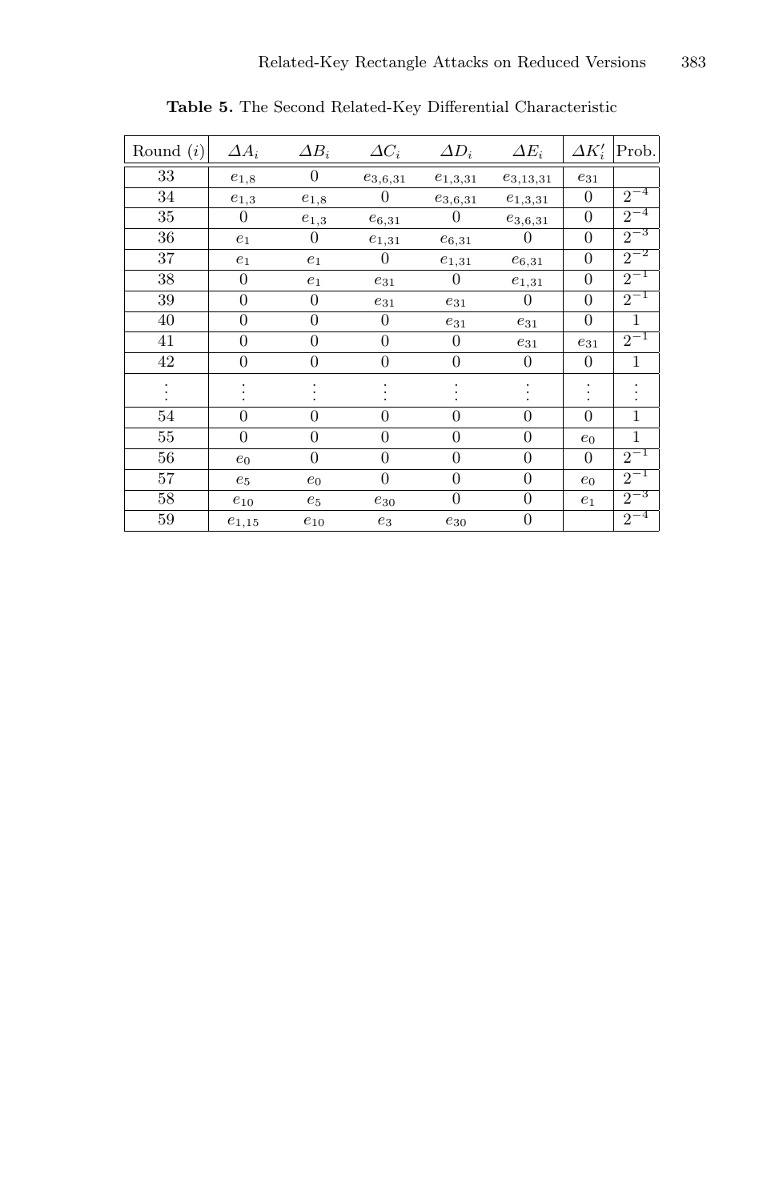**Table 5.** The Second Related-Key Differential Characteristic

| Round ($i$) | $\Delta A_i$ | $\Delta B_i$ | $\Delta C_i$ | $\Delta D_i$ | $\Delta E_i$ | $\Delta K'_i$ | Prob. |
|---|---|---|---|---|---|---|---|
| 33 | $e_{1,8}$ | 0 | $e_{3,6,31}$ | $e_{1,3,31}$ | $e_{3,13,31}$ | $e_{31}$ | |
| 34 | $e_{1,3}$ | $e_{1,8}$ | 0 | $e_{3,6,31}$ | $e_{1,3,31}$ | 0 | $2^{-4}$ |
| 35 | 0 | $e_{1,3}$ | $e_{6,31}$ | 0 | $e_{3,6,31}$ | 0 | $2^{-4}$ |
| 36 | $e_1$ | 0 | $e_{1,31}$ | $e_{6,31}$ | 0 | 0 | $2^{-3}$ |
| 37 | $e_1$ | $e_1$ | 0 | $e_{1,31}$ | $e_{6,31}$ | 0 | $2^{-2}$ |
| 38 | 0 | $e_1$ | $e_{31}$ | 0 | $e_{1,31}$ | 0 | $2^{-1}$ |
| 39 | 0 | 0 | $e_{31}$ | $e_{31}$ | 0 | 0 | $2^{-1}$ |
| 40 | 0 | 0 | 0 | $e_{31}$ | $e_{31}$ | 0 | 1 |
| 41 | 0 | 0 | 0 | 0 | $e_{31}$ | $e_{31}$ | $2^{-1}$ |
| 42 | 0 | 0 | 0 | 0 | 0 | 0 | 1 |
| $\vdots$ | $\vdots$ | $\vdots$ | $\vdots$ | $\vdots$ | $\vdots$ | $\vdots$ | $\vdots$ |
| 54 | 0 | 0 | 0 | 0 | 0 | 0 | 1 |
| 55 | 0 | 0 | 0 | 0 | 0 | $e_0$ | 1 |
| 56 | $e_0$ | 0 | 0 | 0 | 0 | 0 | $2^{-1}$ |
| 57 | $e_5$ | $e_0$ | 0 | 0 | 0 | $e_0$ | $2^{-1}$ |
| 58 | $e_{10}$ | $e_5$ | $e_{30}$ | 0 | 0 | $e_1$ | $2^{-3}$ |
| 59 | $e_{1,15}$ | $e_{10}$ | $e_3$ | $e_{30}$ | 0 | | $2^{-4}$ |